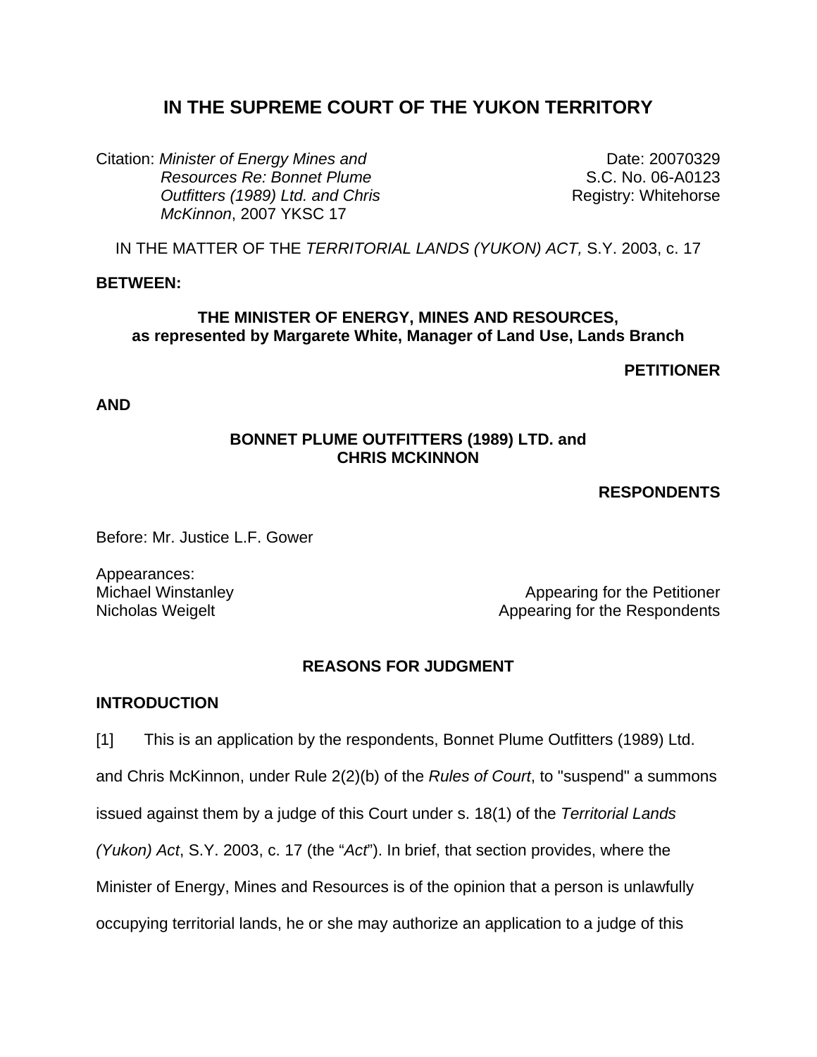# IN THE SUPREME COURT OF THE YUKON TERRITORY

Citation: *Minister of Energy Mines and Resources Re: Bonnet Plume Outfitters (1989) Ltd. and Chris McKinnon*, 2007 YKSC 17

Date: 20070329
S.C. No. 06-A0123
Registry: Whitehorse

IN THE MATTER OF THE *TERRITORIAL LANDS (YUKON) ACT,* S.Y. 2003, c. 17

**BETWEEN:**

**THE MINISTER OF ENERGY, MINES AND RESOURCES, as represented by Margarete White, Manager of Land Use, Lands Branch**

**PETITIONER**

**AND**

**BONNET PLUME OUTFITTERS (1989) LTD. and CHRIS MCKINNON**

**RESPONDENTS**

Before: Mr. Justice L.F. Gower

Appearances:
Michael Winstanley — Appearing for the Petitioner
Nicholas Weigelt — Appearing for the Respondents

## REASONS FOR JUDGMENT

### INTRODUCTION

[1] This is an application by the respondents, Bonnet Plume Outfitters (1989) Ltd. and Chris McKinnon, under Rule 2(2)(b) of the *Rules of Court*, to "suspend" a summons issued against them by a judge of this Court under s. 18(1) of the *Territorial Lands (Yukon) Act*, S.Y. 2003, c. 17 (the "*Act*"). In brief, that section provides, where the Minister of Energy, Mines and Resources is of the opinion that a person is unlawfully occupying territorial lands, he or she may authorize an application to a judge of this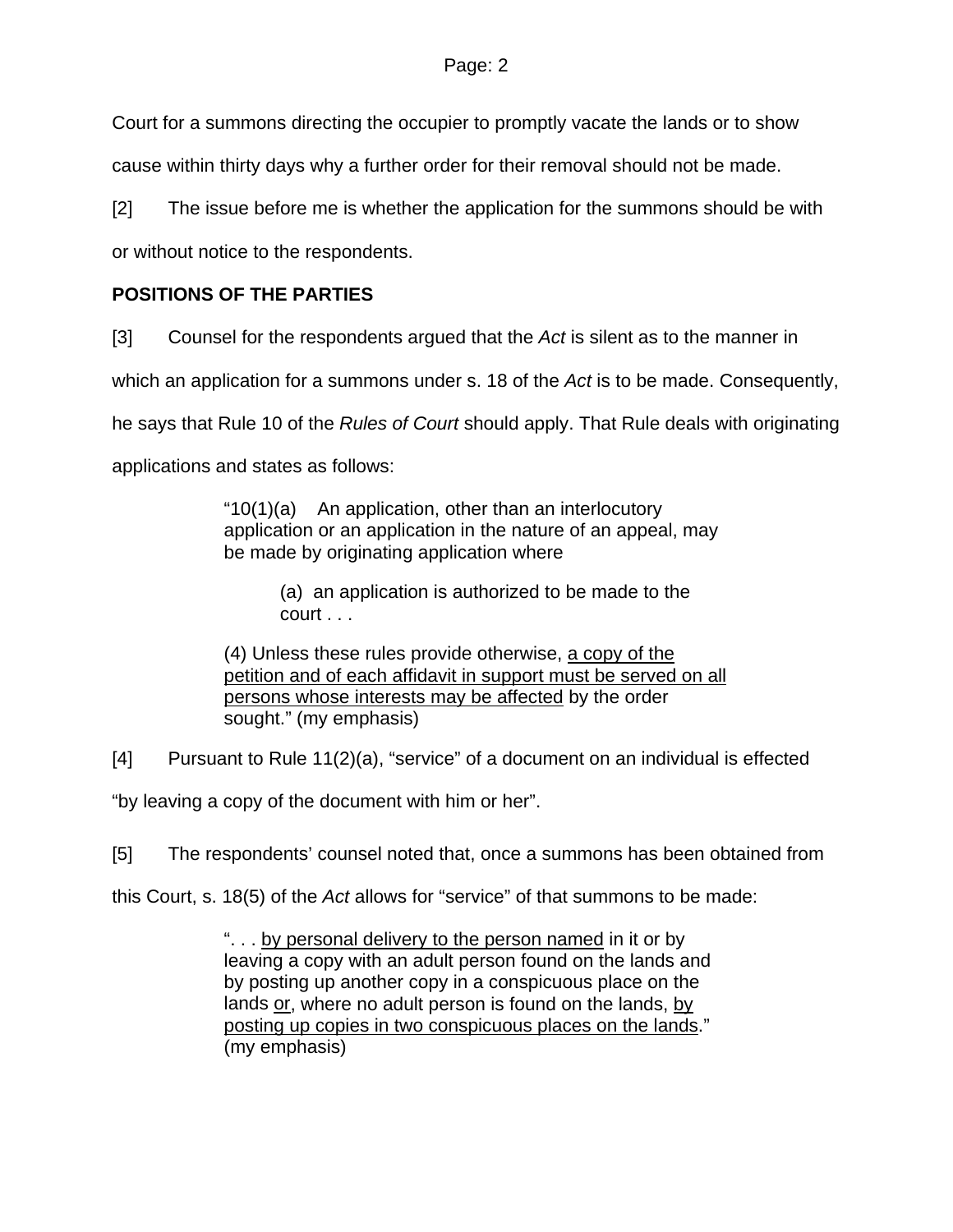Court for a summons directing the occupier to promptly vacate the lands or to show cause within thirty days why a further order for their removal should not be made.

[2] The issue before me is whether the application for the summons should be with or without notice to the respondents.

**POSITIONS OF THE PARTIES**

[3] Counsel for the respondents argued that the *Act* is silent as to the manner in which an application for a summons under s. 18 of the *Act* is to be made. Consequently, he says that Rule 10 of the *Rules of Court* should apply. That Rule deals with originating applications and states as follows:

> "10(1)(a) An application, other than an interlocutory application or an application in the nature of an appeal, may be made by originating application where
>
> > (a) an application is authorized to be made to the court . . .
>
> (4) Unless these rules provide otherwise, <u>a copy of the petition and of each affidavit in support must be served on all persons whose interests may be affected</u> by the order sought." (my emphasis)

[4] Pursuant to Rule 11(2)(a), "service" of a document on an individual is effected "by leaving a copy of the document with him or her".

[5] The respondents' counsel noted that, once a summons has been obtained from this Court, s. 18(5) of the *Act* allows for "service" of that summons to be made:

> ". . . <u>by personal delivery to the person named</u> in it or by leaving a copy with an adult person found on the lands and by posting up another copy in a conspicuous place on the lands <u>or</u>, where no adult person is found on the lands, <u>by posting up copies in two conspicuous places on the lands</u>." (my emphasis)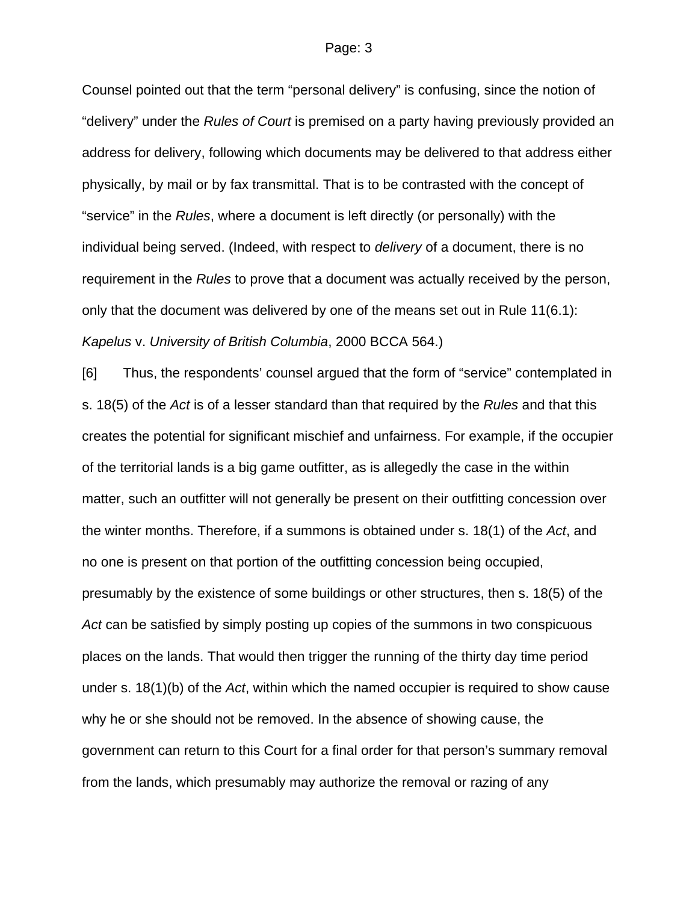Counsel pointed out that the term “personal delivery” is confusing, since the notion of “delivery” under the *Rules of Court* is premised on a party having previously provided an address for delivery, following which documents may be delivered to that address either physically, by mail or by fax transmittal. That is to be contrasted with the concept of “service” in the *Rules*, where a document is left directly (or personally) with the individual being served. (Indeed, with respect to *delivery* of a document, there is no requirement in the *Rules* to prove that a document was actually received by the person, only that the document was delivered by one of the means set out in Rule 11(6.1): *Kapelus* v. *University of British Columbia*, 2000 BCCA 564.)

[6] Thus, the respondents’ counsel argued that the form of “service” contemplated in s. 18(5) of the *Act* is of a lesser standard than that required by the *Rules* and that this creates the potential for significant mischief and unfairness. For example, if the occupier of the territorial lands is a big game outfitter, as is allegedly the case in the within matter, such an outfitter will not generally be present on their outfitting concession over the winter months. Therefore, if a summons is obtained under s. 18(1) of the *Act*, and no one is present on that portion of the outfitting concession being occupied, presumably by the existence of some buildings or other structures, then s. 18(5) of the *Act* can be satisfied by simply posting up copies of the summons in two conspicuous places on the lands. That would then trigger the running of the thirty day time period under s. 18(1)(b) of the *Act*, within which the named occupier is required to show cause why he or she should not be removed. In the absence of showing cause, the government can return to this Court for a final order for that person’s summary removal from the lands, which presumably may authorize the removal or razing of any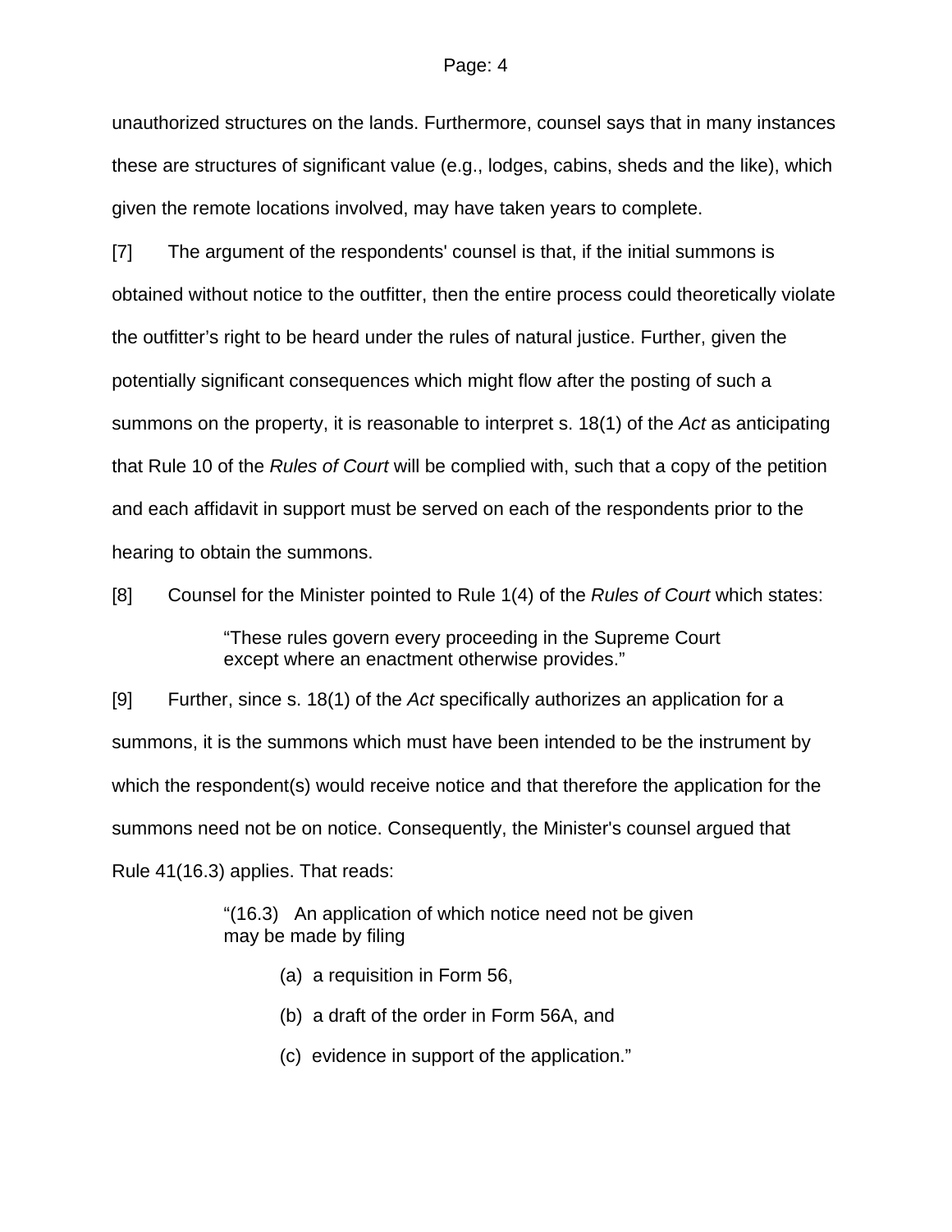unauthorized structures on the lands. Furthermore, counsel says that in many instances these are structures of significant value (e.g., lodges, cabins, sheds and the like), which given the remote locations involved, may have taken years to complete.

[7] The argument of the respondents' counsel is that, if the initial summons is obtained without notice to the outfitter, then the entire process could theoretically violate the outfitter's right to be heard under the rules of natural justice. Further, given the potentially significant consequences which might flow after the posting of such a summons on the property, it is reasonable to interpret s. 18(1) of the *Act* as anticipating that Rule 10 of the *Rules of Court* will be complied with, such that a copy of the petition and each affidavit in support must be served on each of the respondents prior to the hearing to obtain the summons.

[8] Counsel for the Minister pointed to Rule 1(4) of the *Rules of Court* which states:

> "These rules govern every proceeding in the Supreme Court except where an enactment otherwise provides."

[9] Further, since s. 18(1) of the *Act* specifically authorizes an application for a summons, it is the summons which must have been intended to be the instrument by which the respondent(s) would receive notice and that therefore the application for the summons need not be on notice. Consequently, the Minister's counsel argued that Rule 41(16.3) applies. That reads:

> "(16.3) An application of which notice need not be given may be made by filing
>
> (a) a requisition in Form 56,
>
> (b) a draft of the order in Form 56A, and
>
> (c) evidence in support of the application."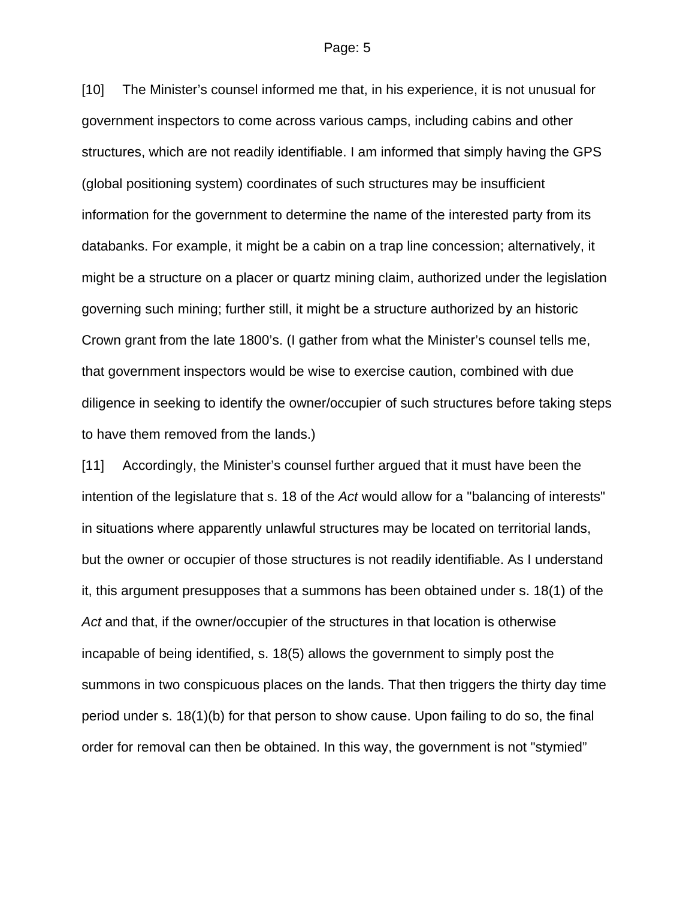[10] The Minister's counsel informed me that, in his experience, it is not unusual for government inspectors to come across various camps, including cabins and other structures, which are not readily identifiable. I am informed that simply having the GPS (global positioning system) coordinates of such structures may be insufficient information for the government to determine the name of the interested party from its databanks. For example, it might be a cabin on a trap line concession; alternatively, it might be a structure on a placer or quartz mining claim, authorized under the legislation governing such mining; further still, it might be a structure authorized by an historic Crown grant from the late 1800's. (I gather from what the Minister's counsel tells me, that government inspectors would be wise to exercise caution, combined with due diligence in seeking to identify the owner/occupier of such structures before taking steps to have them removed from the lands.)

[11] Accordingly, the Minister's counsel further argued that it must have been the intention of the legislature that s. 18 of the *Act* would allow for a "balancing of interests" in situations where apparently unlawful structures may be located on territorial lands, but the owner or occupier of those structures is not readily identifiable. As I understand it, this argument presupposes that a summons has been obtained under s. 18(1) of the *Act* and that, if the owner/occupier of the structures in that location is otherwise incapable of being identified, s. 18(5) allows the government to simply post the summons in two conspicuous places on the lands. That then triggers the thirty day time period under s. 18(1)(b) for that person to show cause. Upon failing to do so, the final order for removal can then be obtained. In this way, the government is not "stymied"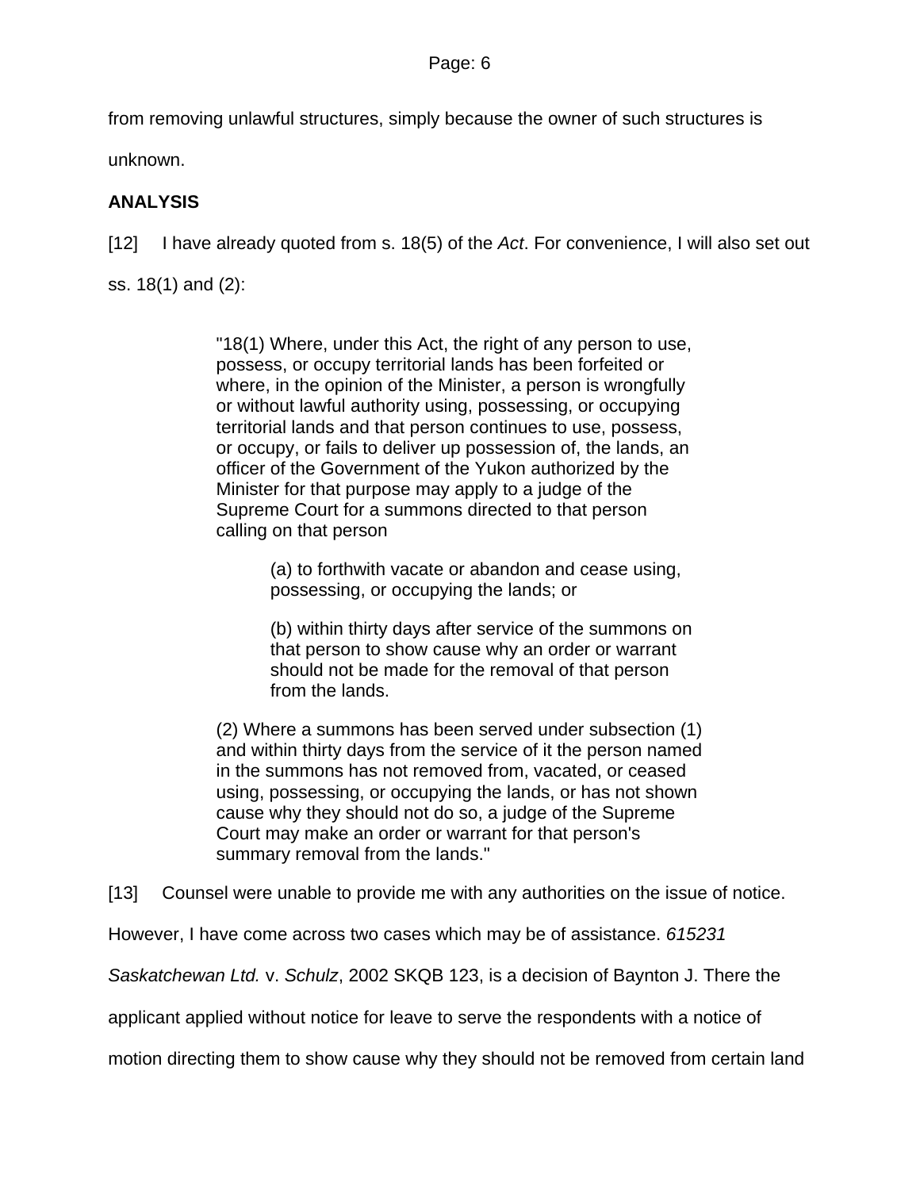from removing unlawful structures, simply because the owner of such structures is unknown.

**ANALYSIS**

[12] I have already quoted from s. 18(5) of the *Act*. For convenience, I will also set out ss. 18(1) and (2):

> "18(1) Where, under this Act, the right of any person to use, possess, or occupy territorial lands has been forfeited or where, in the opinion of the Minister, a person is wrongfully or without lawful authority using, possessing, or occupying territorial lands and that person continues to use, possess, or occupy, or fails to deliver up possession of, the lands, an officer of the Government of the Yukon authorized by the Minister for that purpose may apply to a judge of the Supreme Court for a summons directed to that person calling on that person
>
> > (a) to forthwith vacate or abandon and cease using, possessing, or occupying the lands; or
> >
> > (b) within thirty days after service of the summons on that person to show cause why an order or warrant should not be made for the removal of that person from the lands.
>
> (2) Where a summons has been served under subsection (1) and within thirty days from the service of it the person named in the summons has not removed from, vacated, or ceased using, possessing, or occupying the lands, or has not shown cause why they should not do so, a judge of the Supreme Court may make an order or warrant for that person's summary removal from the lands."

[13] Counsel were unable to provide me with any authorities on the issue of notice. However, I have come across two cases which may be of assistance. *615231 Saskatchewan Ltd.* v. *Schulz*, 2002 SKQB 123, is a decision of Baynton J. There the applicant applied without notice for leave to serve the respondents with a notice of motion directing them to show cause why they should not be removed from certain land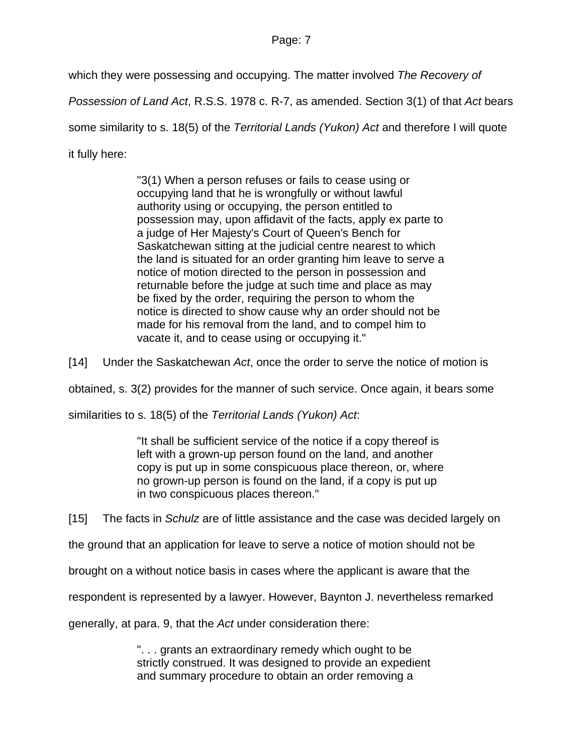which they were possessing and occupying. The matter involved *The Recovery of Possession of Land Act*, R.S.S. 1978 c. R-7, as amended. Section 3(1) of that *Act* bears some similarity to s. 18(5) of the *Territorial Lands (Yukon) Act* and therefore I will quote it fully here:

> "3(1) When a person refuses or fails to cease using or occupying land that he is wrongfully or without lawful authority using or occupying, the person entitled to possession may, upon affidavit of the facts, apply ex parte to a judge of Her Majesty's Court of Queen's Bench for Saskatchewan sitting at the judicial centre nearest to which the land is situated for an order granting him leave to serve a notice of motion directed to the person in possession and returnable before the judge at such time and place as may be fixed by the order, requiring the person to whom the notice is directed to show cause why an order should not be made for his removal from the land, and to compel him to vacate it, and to cease using or occupying it."

[14] Under the Saskatchewan *Act*, once the order to serve the notice of motion is obtained, s. 3(2) provides for the manner of such service. Once again, it bears some similarities to s. 18(5) of the *Territorial Lands (Yukon) Act*:

> "It shall be sufficient service of the notice if a copy thereof is left with a grown-up person found on the land, and another copy is put up in some conspicuous place thereon, or, where no grown-up person is found on the land, if a copy is put up in two conspicuous places thereon."

[15] The facts in *Schulz* are of little assistance and the case was decided largely on the ground that an application for leave to serve a notice of motion should not be brought on a without notice basis in cases where the applicant is aware that the respondent is represented by a lawyer. However, Baynton J. nevertheless remarked generally, at para. 9, that the *Act* under consideration there:

> ". . . grants an extraordinary remedy which ought to be strictly construed. It was designed to provide an expedient and summary procedure to obtain an order removing a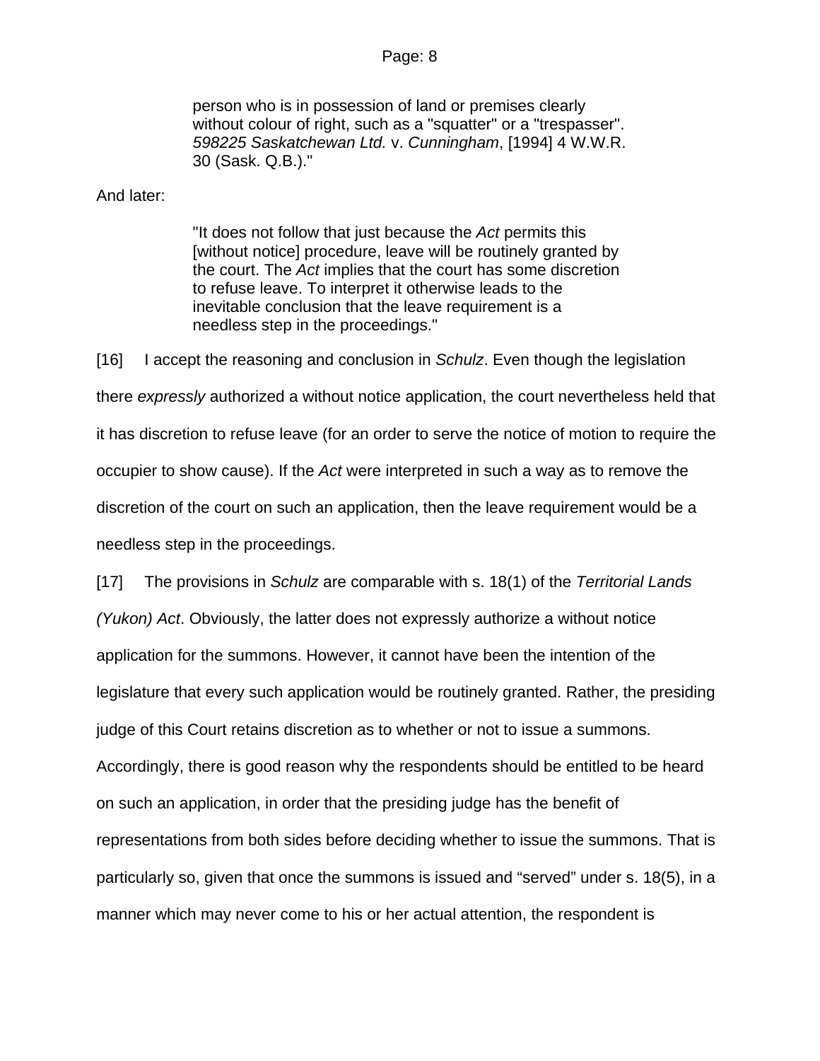> person who is in possession of land or premises clearly without colour of right, such as a "squatter" or a "trespasser". *598225 Saskatchewan Ltd.* v. *Cunningham*, [1994] 4 W.W.R. 30 (Sask. Q.B.)."

And later:

> "It does not follow that just because the *Act* permits this [without notice] procedure, leave will be routinely granted by the court. The *Act* implies that the court has some discretion to refuse leave. To interpret it otherwise leads to the inevitable conclusion that the leave requirement is a needless step in the proceedings."

[16] I accept the reasoning and conclusion in *Schulz*. Even though the legislation there *expressly* authorized a without notice application, the court nevertheless held that it has discretion to refuse leave (for an order to serve the notice of motion to require the occupier to show cause). If the *Act* were interpreted in such a way as to remove the discretion of the court on such an application, then the leave requirement would be a needless step in the proceedings.

[17] The provisions in *Schulz* are comparable with s. 18(1) of the *Territorial Lands (Yukon) Act*. Obviously, the latter does not expressly authorize a without notice application for the summons. However, it cannot have been the intention of the legislature that every such application would be routinely granted. Rather, the presiding judge of this Court retains discretion as to whether or not to issue a summons. Accordingly, there is good reason why the respondents should be entitled to be heard on such an application, in order that the presiding judge has the benefit of representations from both sides before deciding whether to issue the summons. That is particularly so, given that once the summons is issued and "served" under s. 18(5), in a manner which may never come to his or her actual attention, the respondent is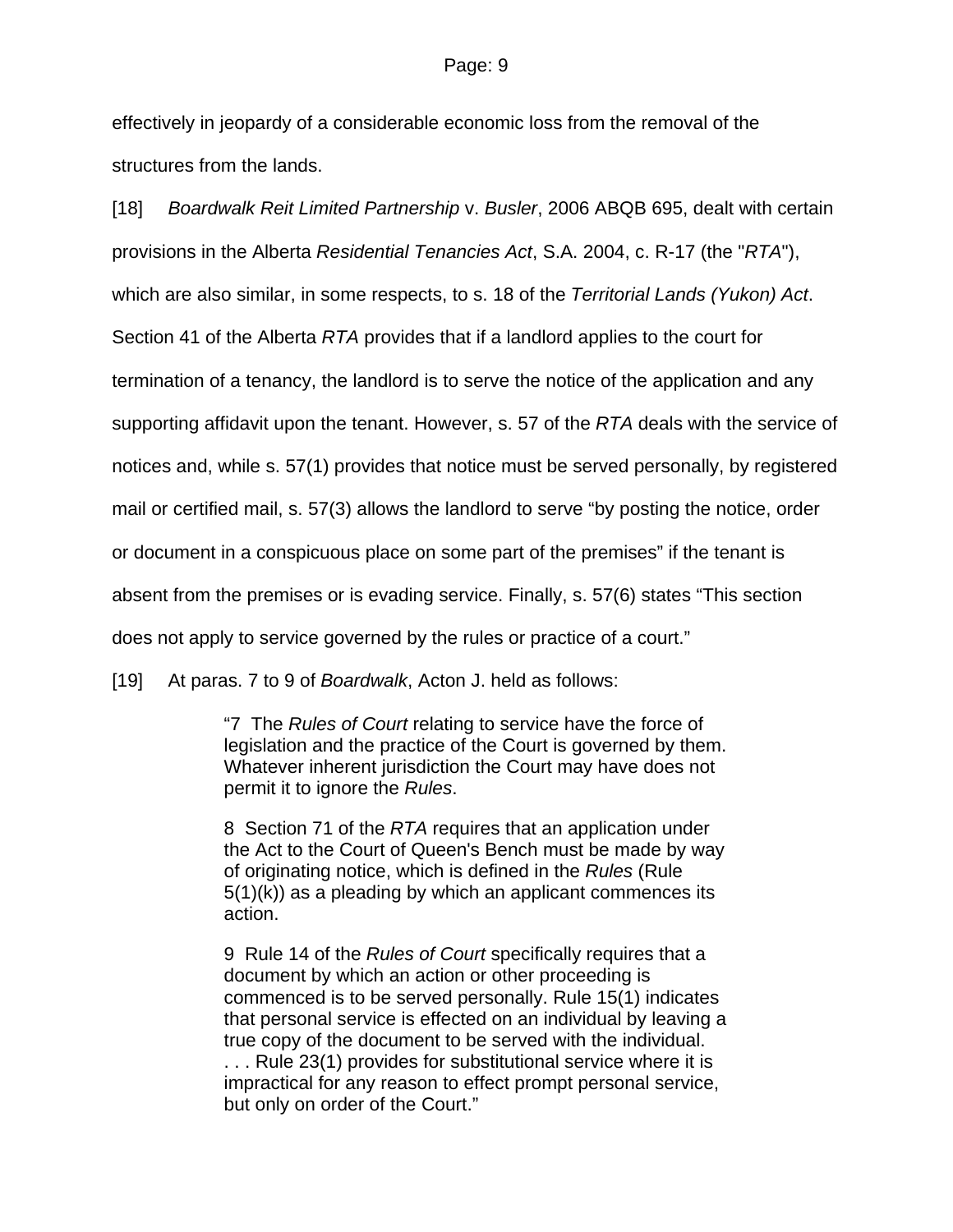effectively in jeopardy of a considerable economic loss from the removal of the structures from the lands.

[18] *Boardwalk Reit Limited Partnership* v. *Busler*, 2006 ABQB 695, dealt with certain provisions in the Alberta *Residential Tenancies Act*, S.A. 2004, c. R-17 (the "*RTA*"), which are also similar, in some respects, to s. 18 of the *Territorial Lands (Yukon) Act*. Section 41 of the Alberta *RTA* provides that if a landlord applies to the court for termination of a tenancy, the landlord is to serve the notice of the application and any supporting affidavit upon the tenant. However, s. 57 of the *RTA* deals with the service of notices and, while s. 57(1) provides that notice must be served personally, by registered mail or certified mail, s. 57(3) allows the landlord to serve "by posting the notice, order or document in a conspicuous place on some part of the premises" if the tenant is absent from the premises or is evading service. Finally, s. 57(6) states "This section does not apply to service governed by the rules or practice of a court."

[19] At paras. 7 to 9 of *Boardwalk*, Acton J. held as follows:

> "7 The *Rules of Court* relating to service have the force of legislation and the practice of the Court is governed by them. Whatever inherent jurisdiction the Court may have does not permit it to ignore the *Rules*.
>
> 8 Section 71 of the *RTA* requires that an application under the Act to the Court of Queen's Bench must be made by way of originating notice, which is defined in the *Rules* (Rule 5(1)(k)) as a pleading by which an applicant commences its action.
>
> 9 Rule 14 of the *Rules of Court* specifically requires that a document by which an action or other proceeding is commenced is to be served personally. Rule 15(1) indicates that personal service is effected on an individual by leaving a true copy of the document to be served with the individual. . . . Rule 23(1) provides for substitutional service where it is impractical for any reason to effect prompt personal service, but only on order of the Court."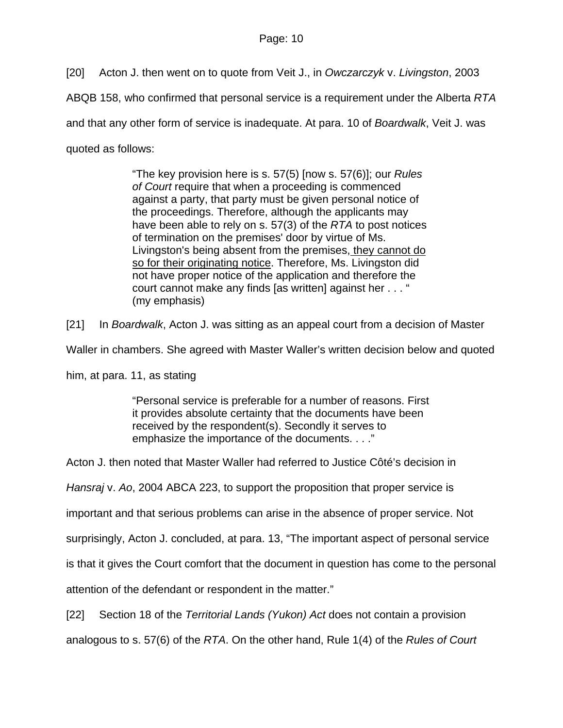[20] Acton J. then went on to quote from Veit J., in *Owczarczyk* v. *Livingston*, 2003 ABQB 158, who confirmed that personal service is a requirement under the Alberta *RTA* and that any other form of service is inadequate. At para. 10 of *Boardwalk*, Veit J. was quoted as follows:

> "The key provision here is s. 57(5) [now s. 57(6)]; our *Rules of Court* require that when a proceeding is commenced against a party, that party must be given personal notice of the proceedings. Therefore, although the applicants may have been able to rely on s. 57(3) of the *RTA* to post notices of termination on the premises' door by virtue of Ms. Livingston's being absent from the premises, <u>they cannot do so for their originating notice</u>. Therefore, Ms. Livingston did not have proper notice of the application and therefore the court cannot make any finds [as written] against her . . . " (my emphasis)

[21] In *Boardwalk*, Acton J. was sitting as an appeal court from a decision of Master Waller in chambers. She agreed with Master Waller's written decision below and quoted him, at para. 11, as stating

> "Personal service is preferable for a number of reasons. First it provides absolute certainty that the documents have been received by the respondent(s). Secondly it serves to emphasize the importance of the documents. . . ."

Acton J. then noted that Master Waller had referred to Justice Côté's decision in *Hansraj* v. *Ao*, 2004 ABCA 223, to support the proposition that proper service is important and that serious problems can arise in the absence of proper service. Not surprisingly, Acton J. concluded, at para. 13, "The important aspect of personal service is that it gives the Court comfort that the document in question has come to the personal attention of the defendant or respondent in the matter."

[22] Section 18 of the *Territorial Lands (Yukon) Act* does not contain a provision analogous to s. 57(6) of the *RTA*. On the other hand, Rule 1(4) of the *Rules of Court*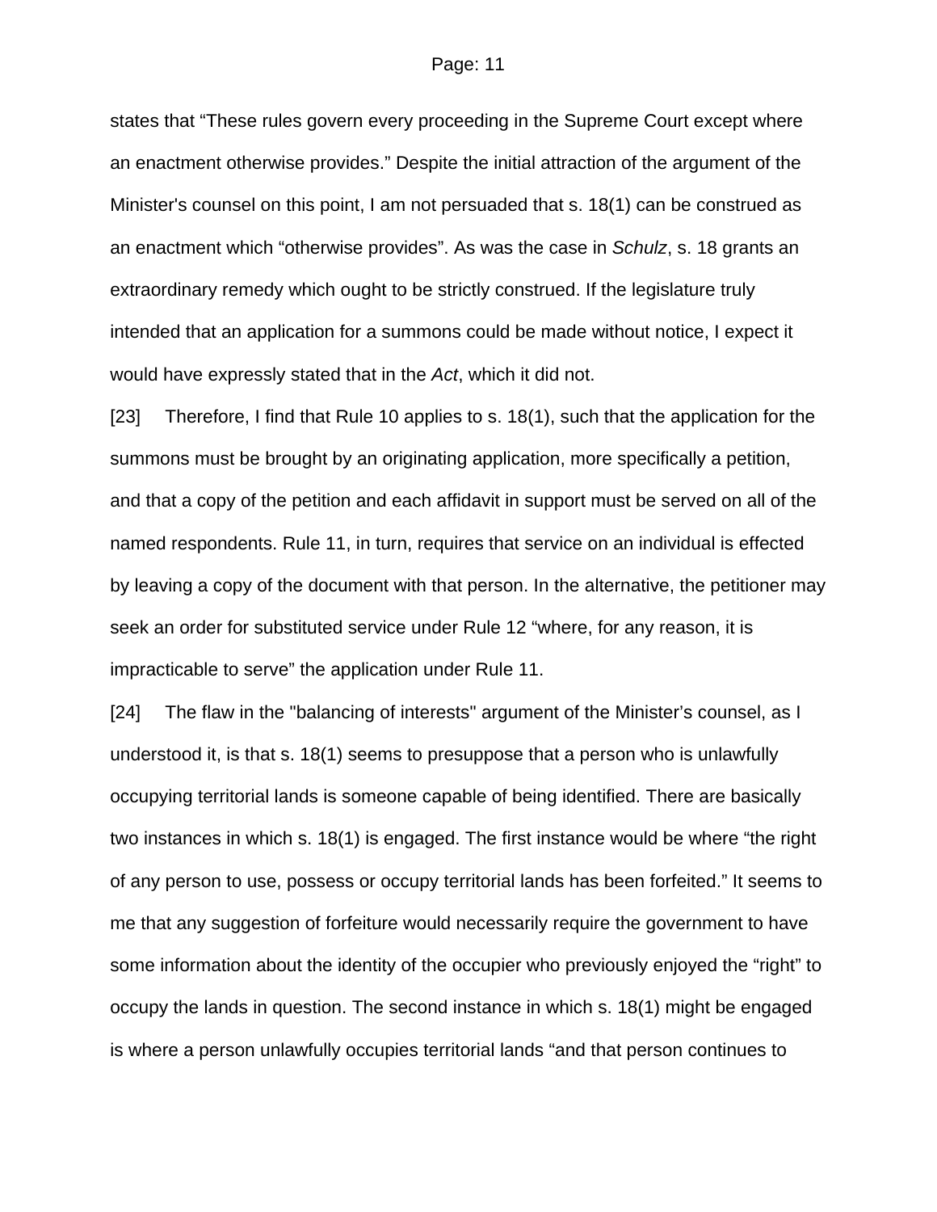states that “These rules govern every proceeding in the Supreme Court except where an enactment otherwise provides.” Despite the initial attraction of the argument of the Minister's counsel on this point, I am not persuaded that s. 18(1) can be construed as an enactment which “otherwise provides”. As was the case in *Schulz*, s. 18 grants an extraordinary remedy which ought to be strictly construed. If the legislature truly intended that an application for a summons could be made without notice, I expect it would have expressly stated that in the *Act*, which it did not.

[23] Therefore, I find that Rule 10 applies to s. 18(1), such that the application for the summons must be brought by an originating application, more specifically a petition, and that a copy of the petition and each affidavit in support must be served on all of the named respondents. Rule 11, in turn, requires that service on an individual is effected by leaving a copy of the document with that person. In the alternative, the petitioner may seek an order for substituted service under Rule 12 “where, for any reason, it is impracticable to serve” the application under Rule 11.

[24] The flaw in the "balancing of interests" argument of the Minister’s counsel, as I understood it, is that s. 18(1) seems to presuppose that a person who is unlawfully occupying territorial lands is someone capable of being identified. There are basically two instances in which s. 18(1) is engaged. The first instance would be where “the right of any person to use, possess or occupy territorial lands has been forfeited.” It seems to me that any suggestion of forfeiture would necessarily require the government to have some information about the identity of the occupier who previously enjoyed the “right” to occupy the lands in question. The second instance in which s. 18(1) might be engaged is where a person unlawfully occupies territorial lands “and that person continues to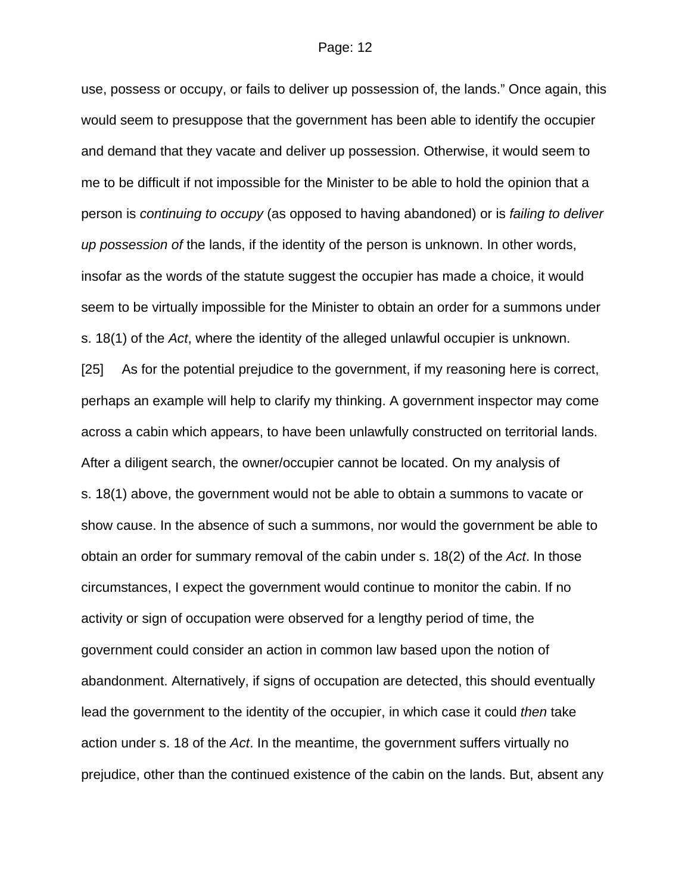use, possess or occupy, or fails to deliver up possession of, the lands." Once again, this would seem to presuppose that the government has been able to identify the occupier and demand that they vacate and deliver up possession. Otherwise, it would seem to me to be difficult if not impossible for the Minister to be able to hold the opinion that a person is *continuing to occupy* (as opposed to having abandoned) or is *failing to deliver up possession of* the lands, if the identity of the person is unknown. In other words, insofar as the words of the statute suggest the occupier has made a choice, it would seem to be virtually impossible for the Minister to obtain an order for a summons under s. 18(1) of the *Act*, where the identity of the alleged unlawful occupier is unknown.

[25] As for the potential prejudice to the government, if my reasoning here is correct, perhaps an example will help to clarify my thinking. A government inspector may come across a cabin which appears, to have been unlawfully constructed on territorial lands. After a diligent search, the owner/occupier cannot be located. On my analysis of s. 18(1) above, the government would not be able to obtain a summons to vacate or show cause. In the absence of such a summons, nor would the government be able to obtain an order for summary removal of the cabin under s. 18(2) of the *Act*. In those circumstances, I expect the government would continue to monitor the cabin. If no activity or sign of occupation were observed for a lengthy period of time, the government could consider an action in common law based upon the notion of abandonment. Alternatively, if signs of occupation are detected, this should eventually lead the government to the identity of the occupier, in which case it could *then* take action under s. 18 of the *Act*. In the meantime, the government suffers virtually no prejudice, other than the continued existence of the cabin on the lands. But, absent any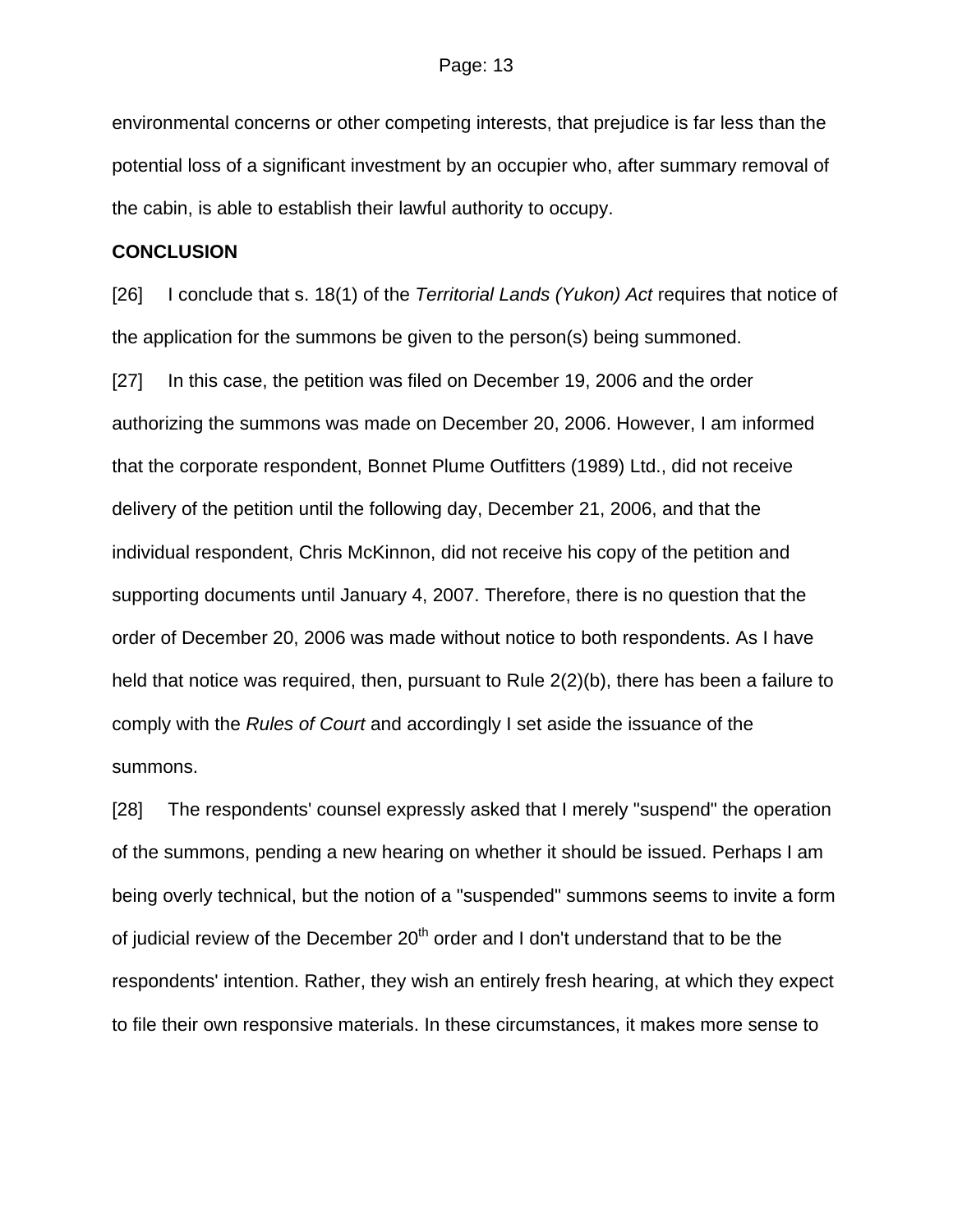environmental concerns or other competing interests, that prejudice is far less than the potential loss of a significant investment by an occupier who, after summary removal of the cabin, is able to establish their lawful authority to occupy.

**CONCLUSION**

[26] I conclude that s. 18(1) of the *Territorial Lands (Yukon) Act* requires that notice of the application for the summons be given to the person(s) being summoned.

[27] In this case, the petition was filed on December 19, 2006 and the order authorizing the summons was made on December 20, 2006. However, I am informed that the corporate respondent, Bonnet Plume Outfitters (1989) Ltd., did not receive delivery of the petition until the following day, December 21, 2006, and that the individual respondent, Chris McKinnon, did not receive his copy of the petition and supporting documents until January 4, 2007. Therefore, there is no question that the order of December 20, 2006 was made without notice to both respondents. As I have held that notice was required, then, pursuant to Rule 2(2)(b), there has been a failure to comply with the *Rules of Court* and accordingly I set aside the issuance of the summons.

[28] The respondents' counsel expressly asked that I merely "suspend" the operation of the summons, pending a new hearing on whether it should be issued. Perhaps I am being overly technical, but the notion of a "suspended" summons seems to invite a form of judicial review of the December 20th order and I don't understand that to be the respondents' intention. Rather, they wish an entirely fresh hearing, at which they expect to file their own responsive materials. In these circumstances, it makes more sense to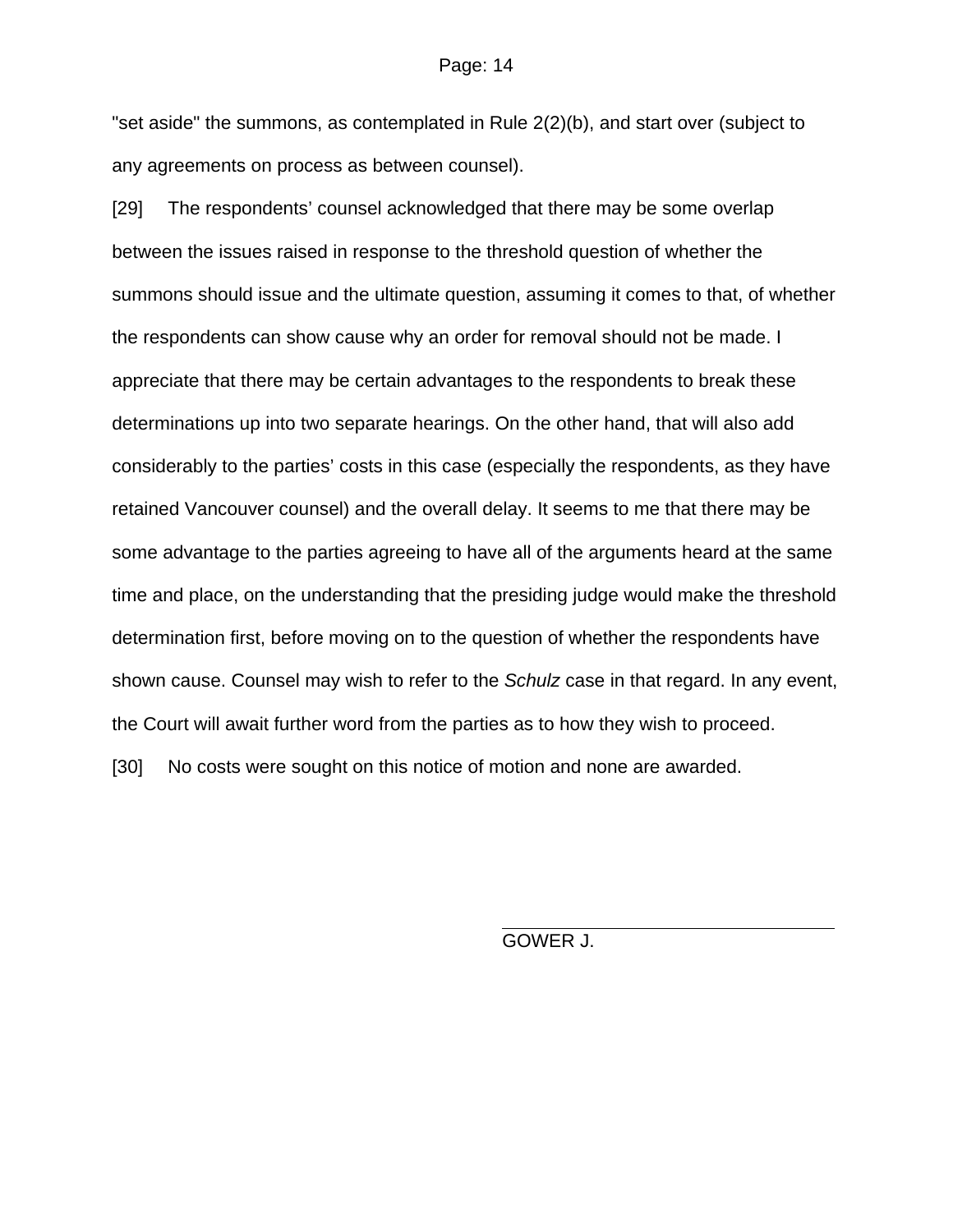"set aside" the summons, as contemplated in Rule 2(2)(b), and start over (subject to any agreements on process as between counsel).

[29] The respondents' counsel acknowledged that there may be some overlap between the issues raised in response to the threshold question of whether the summons should issue and the ultimate question, assuming it comes to that, of whether the respondents can show cause why an order for removal should not be made. I appreciate that there may be certain advantages to the respondents to break these determinations up into two separate hearings. On the other hand, that will also add considerably to the parties' costs in this case (especially the respondents, as they have retained Vancouver counsel) and the overall delay. It seems to me that there may be some advantage to the parties agreeing to have all of the arguments heard at the same time and place, on the understanding that the presiding judge would make the threshold determination first, before moving on to the question of whether the respondents have shown cause. Counsel may wish to refer to the *Schulz* case in that regard. In any event, the Court will await further word from the parties as to how they wish to proceed.

[30] No costs were sought on this notice of motion and none are awarded.

GOWER J.